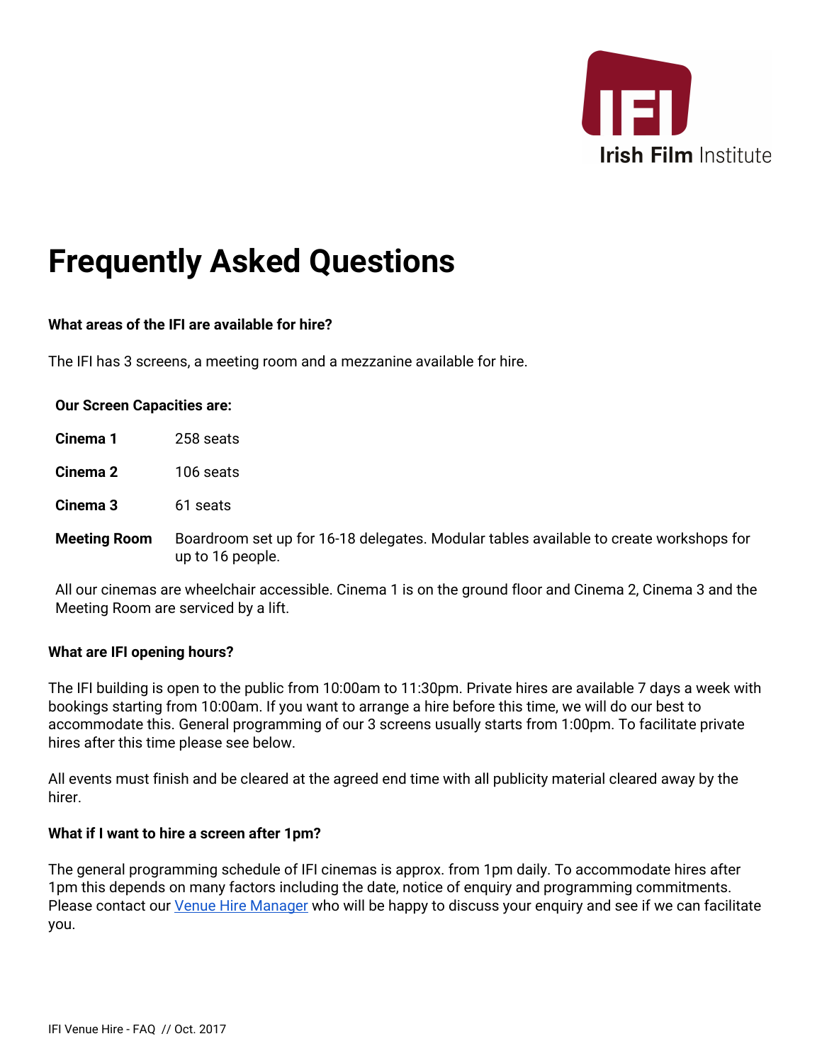# Frequently Asked Questions

**What areas of the IFI are available for hire?**

The IFI has 3 screens, a meeting room and a mezzanine available for hire.

**Our Screen Capacities are:**

| | |
|---|---|
| **Cinema 1** | 258 seats |
| **Cinema 2** | 106 seats |
| **Cinema 3** | 61 seats |
| **Meeting Room** | Boardroom set up for 16-18 delegates. Modular tables available to create workshops for up to 16 people. |

All our cinemas are wheelchair accessible. Cinema 1 is on the ground floor and Cinema 2, Cinema 3 and the Meeting Room are serviced by a lift.

**What are IFI opening hours?**

The IFI building is open to the public from 10:00am to 11:30pm. Private hires are available 7 days a week with bookings starting from 10:00am. If you want to arrange a hire before this time, we will do our best to accommodate this. General programming of our 3 screens usually starts from 1:00pm. To facilitate private hires after this time please see below.

All events must finish and be cleared at the agreed end time with all publicity material cleared away by the hirer.

**What if I want to hire a screen after 1pm?**

The general programming schedule of IFI cinemas is approx. from 1pm daily. To accommodate hires after 1pm this depends on many factors including the date, notice of enquiry and programming commitments. Please contact our Venue Hire Manager who will be happy to discuss your enquiry and see if we can facilitate you.

IFI Venue Hire - FAQ // Oct. 2017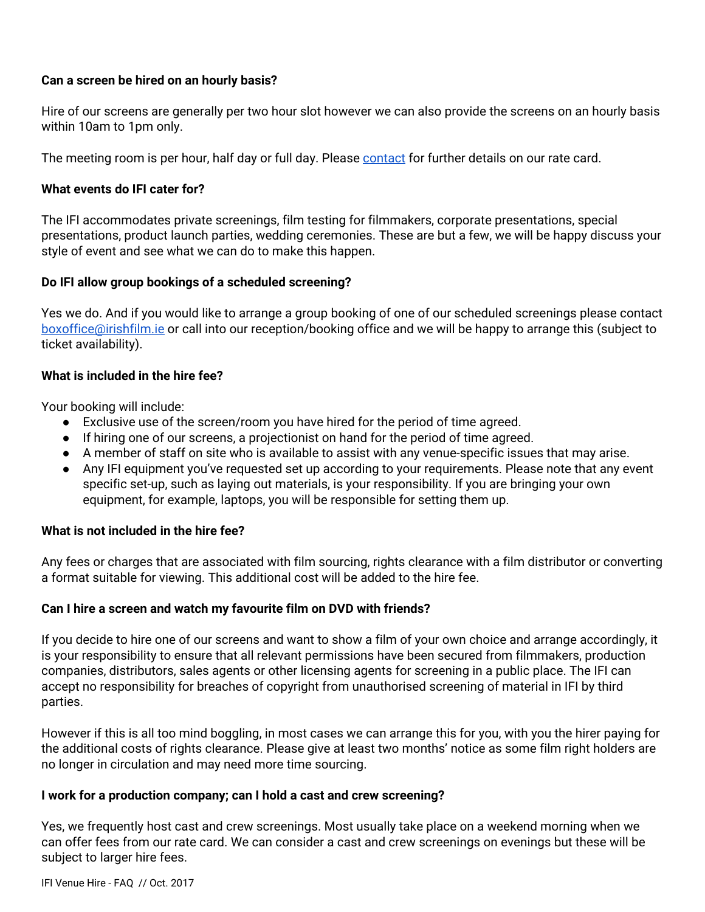**Can a screen be hired on an hourly basis?**

Hire of our screens are generally per two hour slot however we can also provide the screens on an hourly basis within 10am to 1pm only.

The meeting room is per hour, half day or full day. Please [contact](contact) for further details on our rate card.

**What events do IFI cater for?**

The IFI accommodates private screenings, film testing for filmmakers, corporate presentations, special presentations, product launch parties, wedding ceremonies. These are but a few, we will be happy discuss your style of event and see what we can do to make this happen.

**Do IFI allow group bookings of a scheduled screening?**

Yes we do. And if you would like to arrange a group booking of one of our scheduled screenings please contact [boxoffice@irishfilm.ie](mailto:boxoffice@irishfilm.ie) or call into our reception/booking office and we will be happy to arrange this (subject to ticket availability).

**What is included in the hire fee?**

Your booking will include:

- Exclusive use of the screen/room you have hired for the period of time agreed.
- If hiring one of our screens, a projectionist on hand for the period of time agreed.
- A member of staff on site who is available to assist with any venue-specific issues that may arise.
- Any IFI equipment you've requested set up according to your requirements. Please note that any event specific set-up, such as laying out materials, is your responsibility. If you are bringing your own equipment, for example, laptops, you will be responsible for setting them up.

**What is not included in the hire fee?**

Any fees or charges that are associated with film sourcing, rights clearance with a film distributor or converting a format suitable for viewing. This additional cost will be added to the hire fee.

**Can I hire a screen and watch my favourite film on DVD with friends?**

If you decide to hire one of our screens and want to show a film of your own choice and arrange accordingly, it is your responsibility to ensure that all relevant permissions have been secured from filmmakers, production companies, distributors, sales agents or other licensing agents for screening in a public place. The IFI can accept no responsibility for breaches of copyright from unauthorised screening of material in IFI by third parties.

However if this is all too mind boggling, in most cases we can arrange this for you, with you the hirer paying for the additional costs of rights clearance. Please give at least two months' notice as some film right holders are no longer in circulation and may need more time sourcing.

**I work for a production company; can I hold a cast and crew screening?**

Yes, we frequently host cast and crew screenings. Most usually take place on a weekend morning when we can offer fees from our rate card. We can consider a cast and crew screenings on evenings but these will be subject to larger hire fees.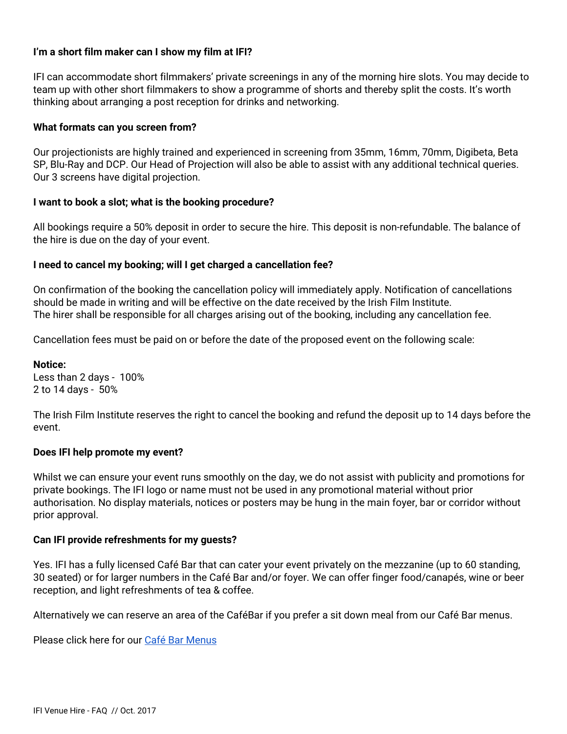**I'm a short film maker can I show my film at IFI?**

IFI can accommodate short filmmakers' private screenings in any of the morning hire slots. You may decide to team up with other short filmmakers to show a programme of shorts and thereby split the costs. It's worth thinking about arranging a post reception for drinks and networking.

**What formats can you screen from?**

Our projectionists are highly trained and experienced in screening from 35mm, 16mm, 70mm, Digibeta, Beta SP, Blu-Ray and DCP. Our Head of Projection will also be able to assist with any additional technical queries. Our 3 screens have digital projection.

**I want to book a slot; what is the booking procedure?**

All bookings require a 50% deposit in order to secure the hire. This deposit is non-refundable. The balance of the hire is due on the day of your event.

**I need to cancel my booking; will I get charged a cancellation fee?**

On confirmation of the booking the cancellation policy will immediately apply. Notification of cancellations should be made in writing and will be effective on the date received by the Irish Film Institute.
The hirer shall be responsible for all charges arising out of the booking, including any cancellation fee.

Cancellation fees must be paid on or before the date of the proposed event on the following scale:

**Notice:**
Less than 2 days - 100%
2 to 14 days - 50%

The Irish Film Institute reserves the right to cancel the booking and refund the deposit up to 14 days before the event.

**Does IFI help promote my event?**

Whilst we can ensure your event runs smoothly on the day, we do not assist with publicity and promotions for private bookings. The IFI logo or name must not be used in any promotional material without prior authorisation. No display materials, notices or posters may be hung in the main foyer, bar or corridor without prior approval.

**Can IFI provide refreshments for my guests?**

Yes. IFI has a fully licensed Café Bar that can cater your event privately on the mezzanine (up to 60 standing, 30 seated) or for larger numbers in the Café Bar and/or foyer. We can offer finger food/canapés, wine or beer reception, and light refreshments of tea & coffee.

Alternatively we can reserve an area of the CaféBar if you prefer a sit down meal from our Café Bar menus.

Please click here for our [Café Bar Menus]

IFI Venue Hire - FAQ // Oct. 2017